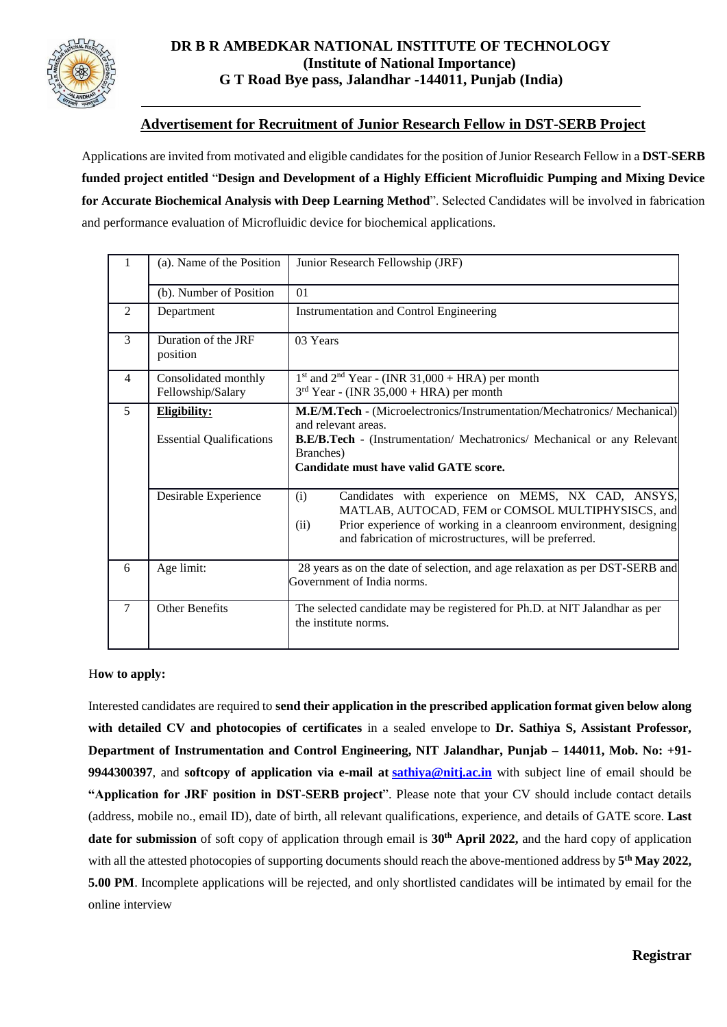# DR B R AMBEDKAR NATIONAL INSTITUTE OF TECHNOLOGY
**(Institute of National Importance)**
**G T Road Bye pass, Jalandhar -144011, Punjab (India)**

## Advertisement for Recruitment of Junior Research Fellow in DST-SERB Project

Applications are invited from motivated and eligible candidates for the position of Junior Research Fellow in a **DST-SERB funded project entitled** "**Design and Development of a Highly Efficient Microfluidic Pumping and Mixing Device for Accurate Biochemical Analysis with Deep Learning Method**". Selected Candidates will be involved in fabrication and performance evaluation of Microfluidic device for biochemical applications.

| | | |
|---|---|---|
| 1 | (a). Name of the Position | Junior Research Fellowship (JRF) |
| | (b). Number of Position | 01 |
| 2 | Department | Instrumentation and Control Engineering |
| 3 | Duration of the JRF position | 03 Years |
| 4 | Consolidated monthly Fellowship/Salary | 1st and 2nd Year - (INR 31,000 + HRA) per month<br>3rd Year - (INR 35,000 + HRA) per month |
| 5 | **Eligibility:**<br>Essential Qualifications | **M.E/M.Tech** - (Microelectronics/Instrumentation/Mechatronics/ Mechanical) and relevant areas.<br>**B.E/B.Tech** - (Instrumentation/ Mechatronics/ Mechanical or any Relevant Branches)<br>**Candidate must have valid GATE score.** |
| | Desirable Experience | (i) Candidates with experience on MEMS, NX CAD, ANSYS, MATLAB, AUTOCAD, FEM or COMSOL MULTIPHYSISCS, and<br>(ii) Prior experience of working in a cleanroom environment, designing and fabrication of microstructures, will be preferred. |
| 6 | Age limit: | 28 years as on the date of selection, and age relaxation as per DST-SERB and Government of India norms. |
| 7 | Other Benefits | The selected candidate may be registered for Ph.D. at NIT Jalandhar as per the institute norms. |

**How to apply:**

Interested candidates are required to **send their application in the prescribed application format given below along with detailed CV and photocopies of certificates** in a sealed envelope to **Dr. Sathiya S, Assistant Professor, Department of Instrumentation and Control Engineering, NIT Jalandhar, Punjab – 144011, Mob. No: +91-9944300397**, and **softcopy of application via e-mail at sathiya@nitj.ac.in** with subject line of email should be **"Application for JRF position in DST-SERB project"**. Please note that your CV should include contact details (address, mobile no., email ID), date of birth, all relevant qualifications, experience, and details of GATE score. **Last date for submission** of soft copy of application through email is **30th April 2022,** and the hard copy of application with all the attested photocopies of supporting documents should reach the above-mentioned address by **5th May 2022, 5.00 PM**. Incomplete applications will be rejected, and only shortlisted candidates will be intimated by email for the online interview

**Registrar**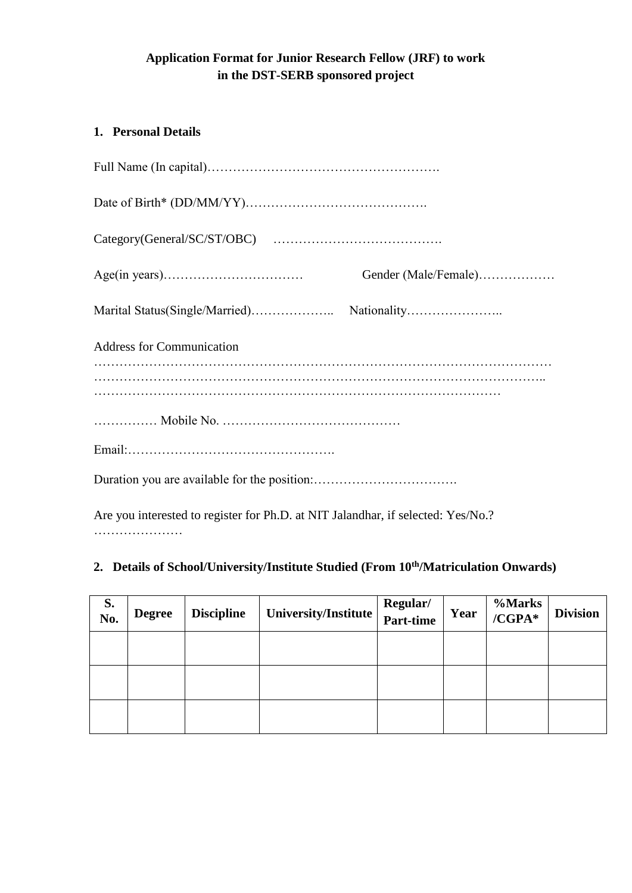**Application Format for Junior Research Fellow (JRF) to work in the DST-SERB sponsored project**

## 1. Personal Details

Full Name (In capital)……………………………………………….

Date of Birth* (DD/MM/YY)…………………………………….

Category(General/SC/ST/OBC) ………………………………….

Age(in years)…………………………… Gender (Male/Female)………………

Marital Status(Single/Married)……………….. Nationality…………………..

Address for Communication
……………………………………………………………………………………………
…………………………………………………………………………………………..
…………………………………………………………………………………

…………… Mobile No. ……………………………………

Email:………………………………………….

Duration you are available for the position:…………………………….

Are you interested to register for Ph.D. at NIT Jalandhar, if selected: Yes/No.?
…………………

## 2. Details of School/University/Institute Studied (From 10th/Matriculation Onwards)

| S. No. | Degree | Discipline | University/Institute | Regular/ Part-time | Year | %Marks /CGPA* | Division |
|---|---|---|---|---|---|---|---|
| | | | | | | | |
| | | | | | | | |
| | | | | | | | |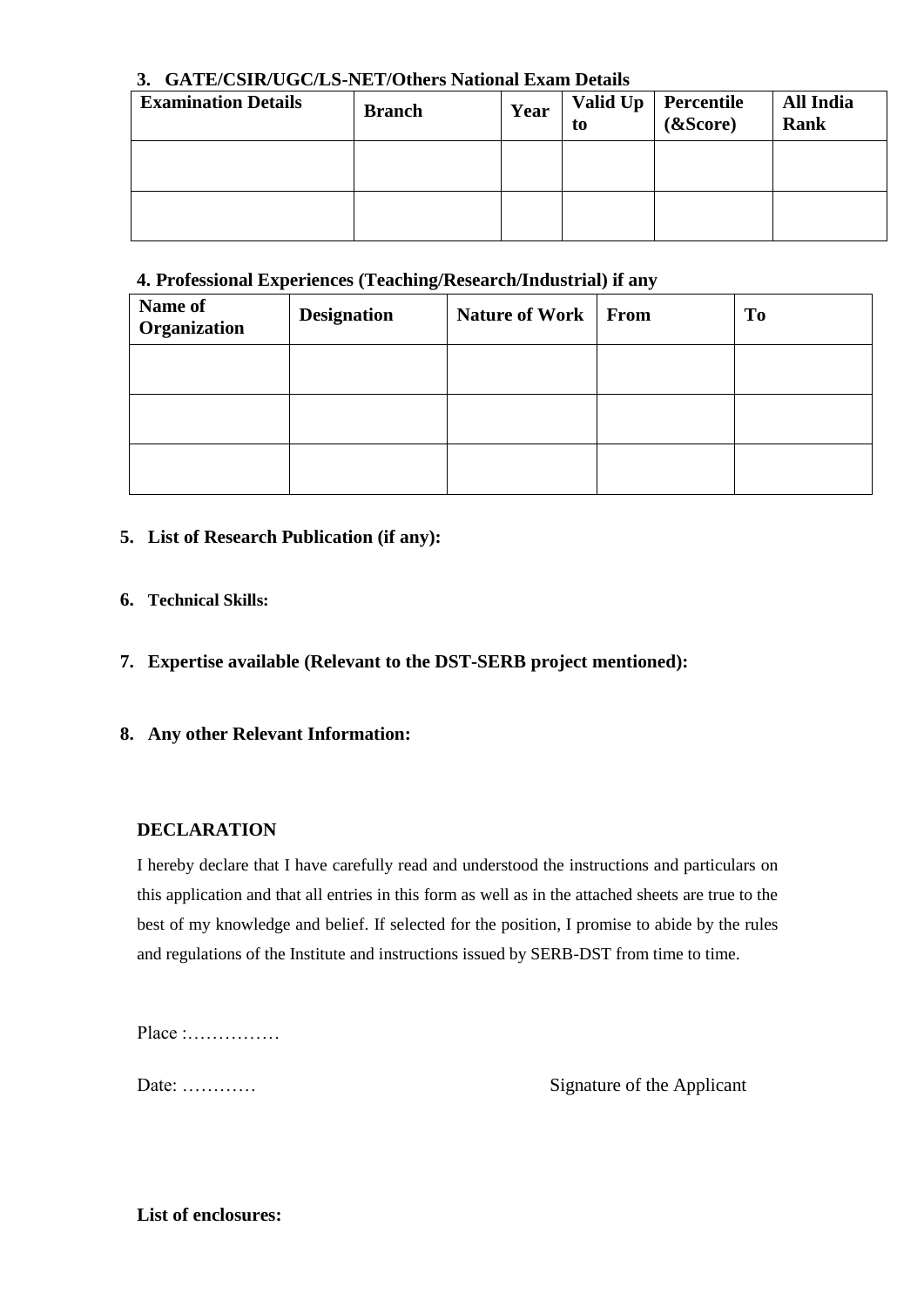### 3. GATE/CSIR/UGC/LS-NET/Others National Exam Details

| Examination Details | Branch | Year | Valid Up to | Percentile (&Score) | All India Rank |
|---|---|---|---|---|---|
| | | | | | |
| | | | | | |

### 4. Professional Experiences (Teaching/Research/Industrial) if any

| Name of Organization | Designation | Nature of Work | From | To |
|---|---|---|---|---|
| | | | | |
| | | | | |
| | | | | |

5. **List of Research Publication (if any):**

6. **Technical Skills:**

7. **Expertise available (Relevant to the DST-SERB project mentioned):**

8. **Any other Relevant Information:**

**DECLARATION**

I hereby declare that I have carefully read and understood the instructions and particulars on this application and that all entries in this form as well as in the attached sheets are true to the best of my knowledge and belief. If selected for the position, I promise to abide by the rules and regulations of the Institute and instructions issued by SERB-DST from time to time.

Place :……………

Date: …………                                        Signature of the Applicant

**List of enclosures:**